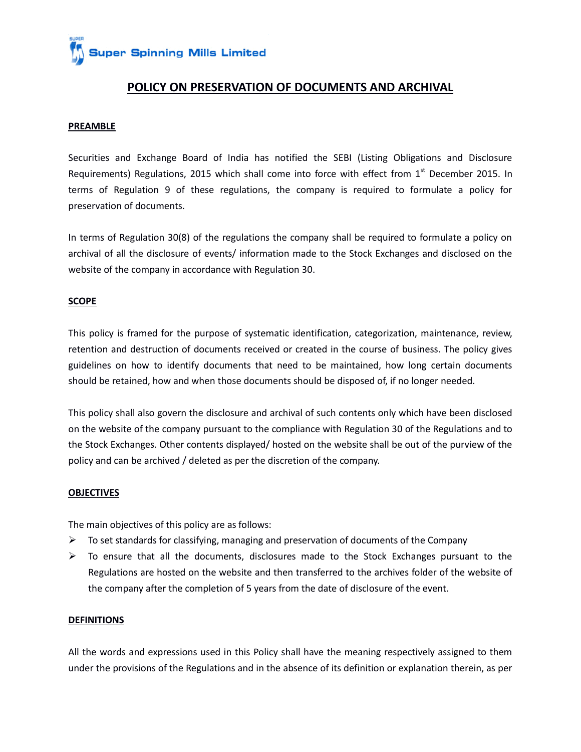Super Spinning Mills Limited

# POLICY ON PRESERVATION OF DOCUMENTS AND ARCHIVAL

## PREAMBLE

Securities and Exchange Board of India has notified the SEBI (Listing Obligations and Disclosure Requirements) Regulations, 2015 which shall come into force with effect from 1st December 2015. In terms of Regulation 9 of these regulations, the company is required to formulate a policy for preservation of documents.

In terms of Regulation 30(8) of the regulations the company shall be required to formulate a policy on archival of all the disclosure of events/ information made to the Stock Exchanges and disclosed on the website of the company in accordance with Regulation 30.

## SCOPE

This policy is framed for the purpose of systematic identification, categorization, maintenance, review, retention and destruction of documents received or created in the course of business. The policy gives guidelines on how to identify documents that need to be maintained, how long certain documents should be retained, how and when those documents should be disposed of, if no longer needed.

This policy shall also govern the disclosure and archival of such contents only which have been disclosed on the website of the company pursuant to the compliance with Regulation 30 of the Regulations and to the Stock Exchanges. Other contents displayed/ hosted on the website shall be out of the purview of the policy and can be archived / deleted as per the discretion of the company.

## OBJECTIVES

The main objectives of this policy are as follows:

- To set standards for classifying, managing and preservation of documents of the Company
- To ensure that all the documents, disclosures made to the Stock Exchanges pursuant to the Regulations are hosted on the website and then transferred to the archives folder of the website of the company after the completion of 5 years from the date of disclosure of the event.

## DEFINITIONS

All the words and expressions used in this Policy shall have the meaning respectively assigned to them under the provisions of the Regulations and in the absence of its definition or explanation therein, as per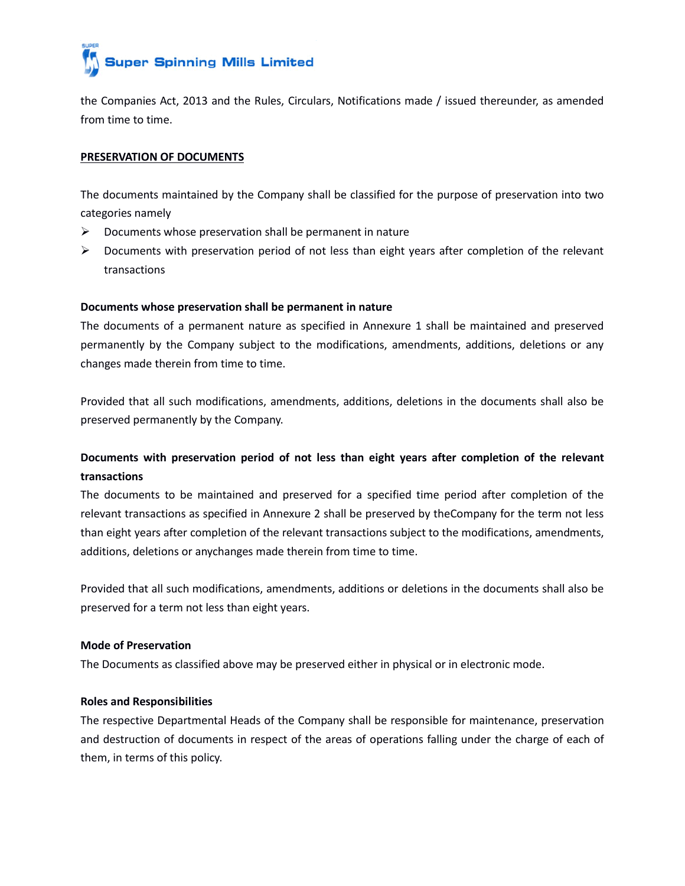the Companies Act, 2013 and the Rules, Circulars, Notifications made / issued thereunder, as amended from time to time.

## PRESERVATION OF DOCUMENTS

The documents maintained by the Company shall be classified for the purpose of preservation into two categories namely

- Documents whose preservation shall be permanent in nature
- Documents with preservation period of not less than eight years after completion of the relevant transactions

### Documents whose preservation shall be permanent in nature

The documents of a permanent nature as specified in Annexure 1 shall be maintained and preserved permanently by the Company subject to the modifications, amendments, additions, deletions or any changes made therein from time to time.

Provided that all such modifications, amendments, additions, deletions in the documents shall also be preserved permanently by the Company.

### Documents with preservation period of not less than eight years after completion of the relevant transactions

The documents to be maintained and preserved for a specified time period after completion of the relevant transactions as specified in Annexure 2 shall be preserved by theCompany for the term not less than eight years after completion of the relevant transactions subject to the modifications, amendments, additions, deletions or anychanges made therein from time to time.

Provided that all such modifications, amendments, additions or deletions in the documents shall also be preserved for a term not less than eight years.

### Mode of Preservation

The Documents as classified above may be preserved either in physical or in electronic mode.

### Roles and Responsibilities

The respective Departmental Heads of the Company shall be responsible for maintenance, preservation and destruction of documents in respect of the areas of operations falling under the charge of each of them, in terms of this policy.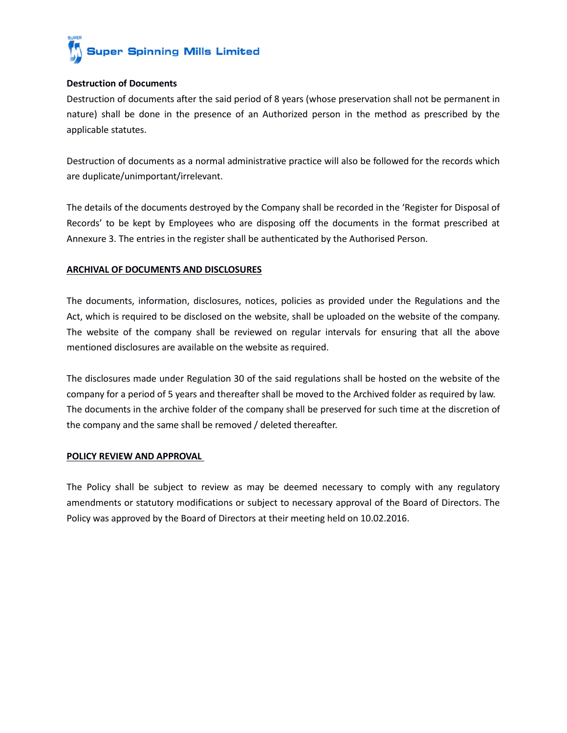**Destruction of Documents**

Destruction of documents after the said period of 8 years (whose preservation shall not be permanent in nature) shall be done in the presence of an Authorized person in the method as prescribed by the applicable statutes.

Destruction of documents as a normal administrative practice will also be followed for the records which are duplicate/unimportant/irrelevant.

The details of the documents destroyed by the Company shall be recorded in the 'Register for Disposal of Records' to be kept by Employees who are disposing off the documents in the format prescribed at Annexure 3. The entries in the register shall be authenticated by the Authorised Person.

## ARCHIVAL OF DOCUMENTS AND DISCLOSURES

The documents, information, disclosures, notices, policies as provided under the Regulations and the Act, which is required to be disclosed on the website, shall be uploaded on the website of the company. The website of the company shall be reviewed on regular intervals for ensuring that all the above mentioned disclosures are available on the website as required.

The disclosures made under Regulation 30 of the said regulations shall be hosted on the website of the company for a period of 5 years and thereafter shall be moved to the Archived folder as required by law. The documents in the archive folder of the company shall be preserved for such time at the discretion of the company and the same shall be removed / deleted thereafter.

## POLICY REVIEW AND APPROVAL

The Policy shall be subject to review as may be deemed necessary to comply with any regulatory amendments or statutory modifications or subject to necessary approval of the Board of Directors. The Policy was approved by the Board of Directors at their meeting held on 10.02.2016.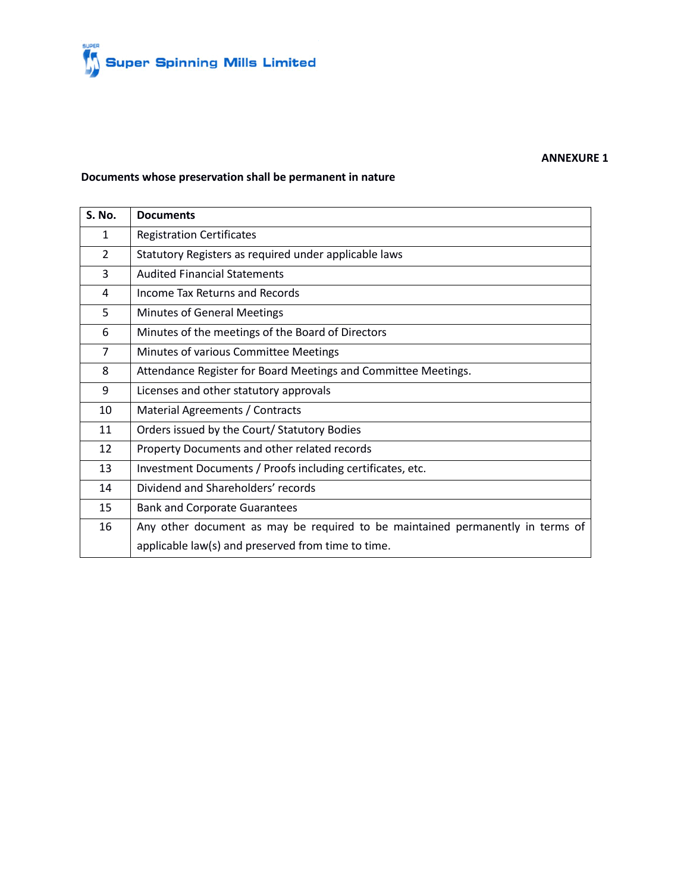**ANNEXURE 1**

**Documents whose preservation shall be permanent in nature**

| S. No. | Documents |
|---|---|
| 1 | Registration Certificates |
| 2 | Statutory Registers as required under applicable laws |
| 3 | Audited Financial Statements |
| 4 | Income Tax Returns and Records |
| 5 | Minutes of General Meetings |
| 6 | Minutes of the meetings of the Board of Directors |
| 7 | Minutes of various Committee Meetings |
| 8 | Attendance Register for Board Meetings and Committee Meetings. |
| 9 | Licenses and other statutory approvals |
| 10 | Material Agreements / Contracts |
| 11 | Orders issued by the Court/ Statutory Bodies |
| 12 | Property Documents and other related records |
| 13 | Investment Documents / Proofs including certificates, etc. |
| 14 | Dividend and Shareholders' records |
| 15 | Bank and Corporate Guarantees |
| 16 | Any other document as may be required to be maintained permanently in terms of applicable law(s) and preserved from time to time. |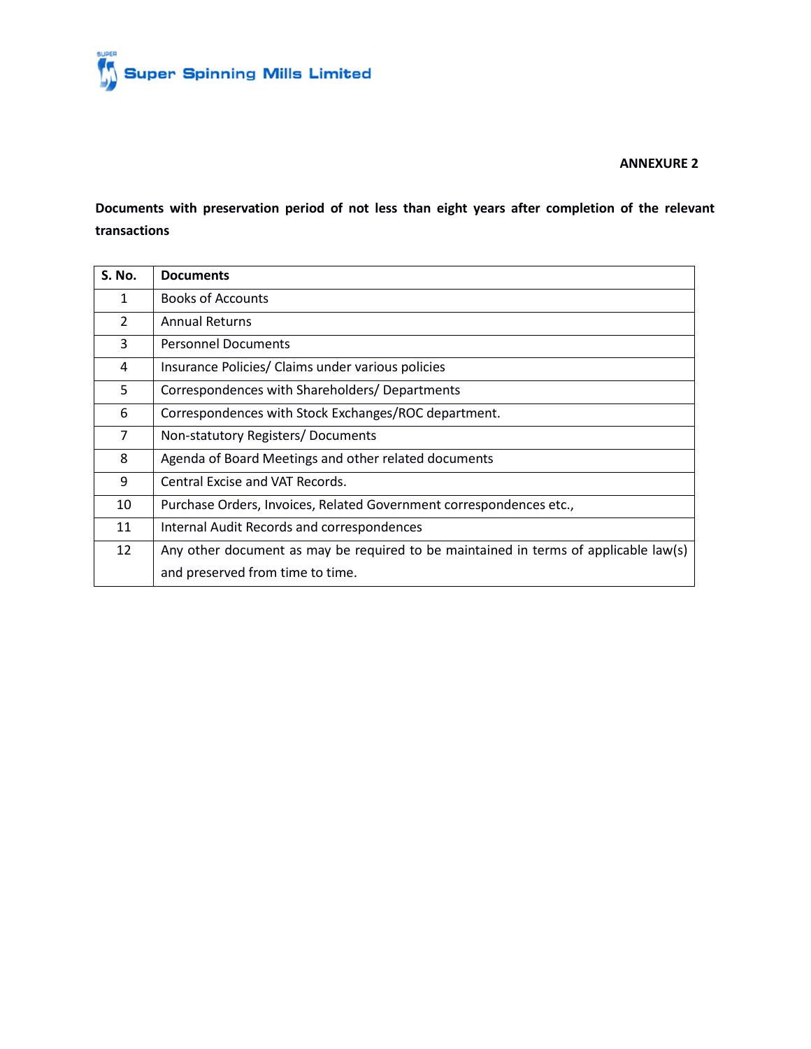**ANNEXURE 2**

**Documents with preservation period of not less than eight years after completion of the relevant transactions**

| S. No. | Documents |
|---|---|
| 1 | Books of Accounts |
| 2 | Annual Returns |
| 3 | Personnel Documents |
| 4 | Insurance Policies/ Claims under various policies |
| 5 | Correspondences with Shareholders/ Departments |
| 6 | Correspondences with Stock Exchanges/ROC department. |
| 7 | Non-statutory Registers/ Documents |
| 8 | Agenda of Board Meetings and other related documents |
| 9 | Central Excise and VAT Records. |
| 10 | Purchase Orders, Invoices, Related Government correspondences etc., |
| 11 | Internal Audit Records and correspondences |
| 12 | Any other document as may be required to be maintained in terms of applicable law(s) and preserved from time to time. |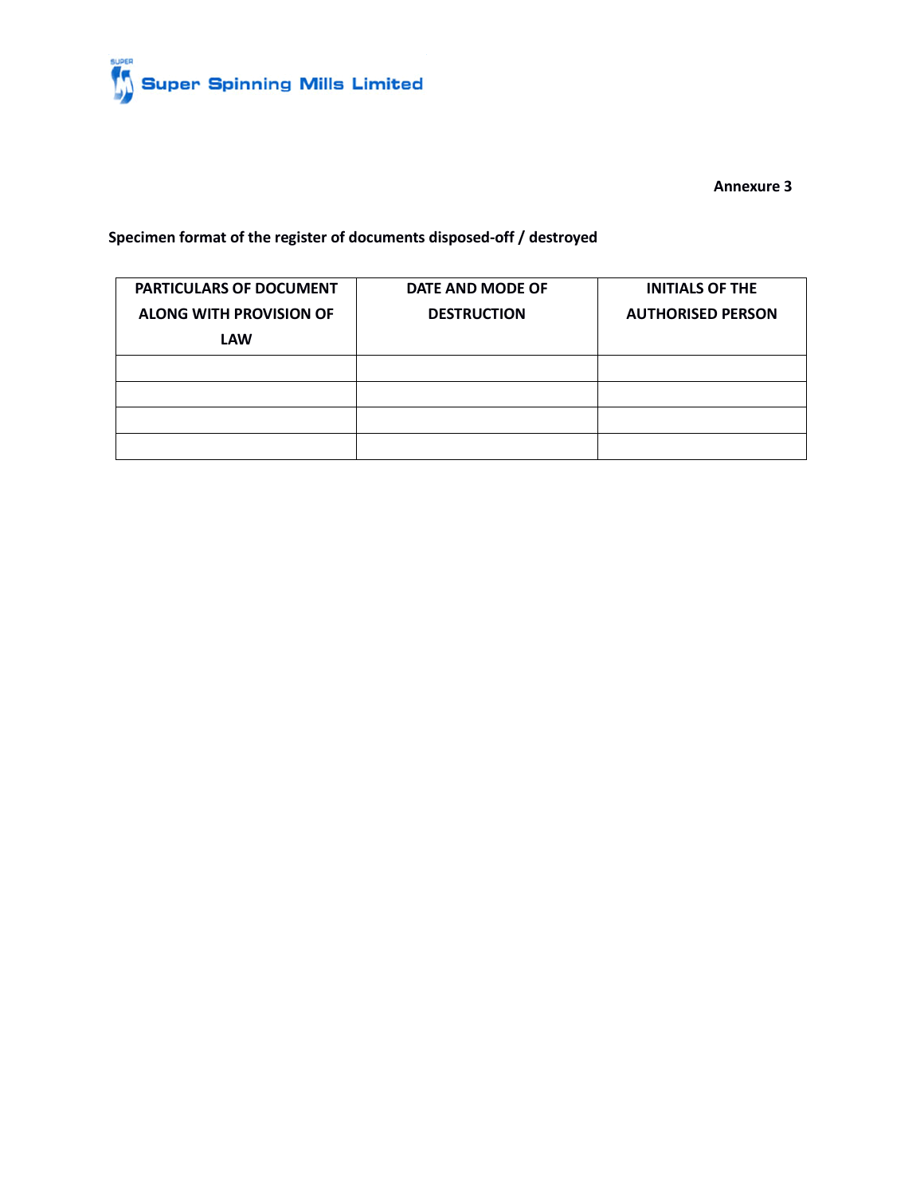Super Spinning Mills Limited

**Annexure 3**

**Specimen format of the register of documents disposed-off / destroyed**

| PARTICULARS OF DOCUMENT ALONG WITH PROVISION OF LAW | DATE AND MODE OF DESTRUCTION | INITIALS OF THE AUTHORISED PERSON |
| --- | --- | --- |
| | | |
| | | |
| | | |
| | | |